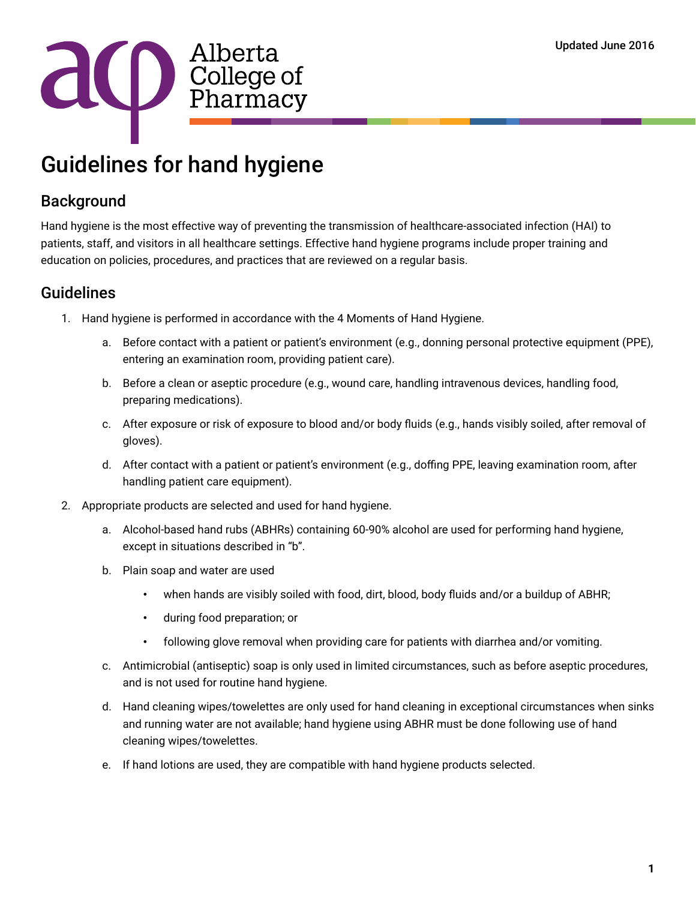Alberta College of Pharmacy

Updated June 2016

# Guidelines for hand hygiene

## Background

Hand hygiene is the most effective way of preventing the transmission of healthcare-associated infection (HAI) to patients, staff, and visitors in all healthcare settings. Effective hand hygiene programs include proper training and education on policies, procedures, and practices that are reviewed on a regular basis.

## Guidelines

1. Hand hygiene is performed in accordance with the 4 Moments of Hand Hygiene.
    a. Before contact with a patient or patient's environment (e.g., donning personal protective equipment (PPE), entering an examination room, providing patient care).
    b. Before a clean or aseptic procedure (e.g., wound care, handling intravenous devices, handling food, preparing medications).
    c. After exposure or risk of exposure to blood and/or body fluids (e.g., hands visibly soiled, after removal of gloves).
    d. After contact with a patient or patient's environment (e.g., doffing PPE, leaving examination room, after handling patient care equipment).
2. Appropriate products are selected and used for hand hygiene.
    a. Alcohol-based hand rubs (ABHRs) containing 60-90% alcohol are used for performing hand hygiene, except in situations described in "b".
    b. Plain soap and water are used
        - when hands are visibly soiled with food, dirt, blood, body fluids and/or a buildup of ABHR;
        - during food preparation; or
        - following glove removal when providing care for patients with diarrhea and/or vomiting.
    c. Antimicrobial (antiseptic) soap is only used in limited circumstances, such as before aseptic procedures, and is not used for routine hand hygiene.
    d. Hand cleaning wipes/towelettes are only used for hand cleaning in exceptional circumstances when sinks and running water are not available; hand hygiene using ABHR must be done following use of hand cleaning wipes/towelettes.
    e. If hand lotions are used, they are compatible with hand hygiene products selected.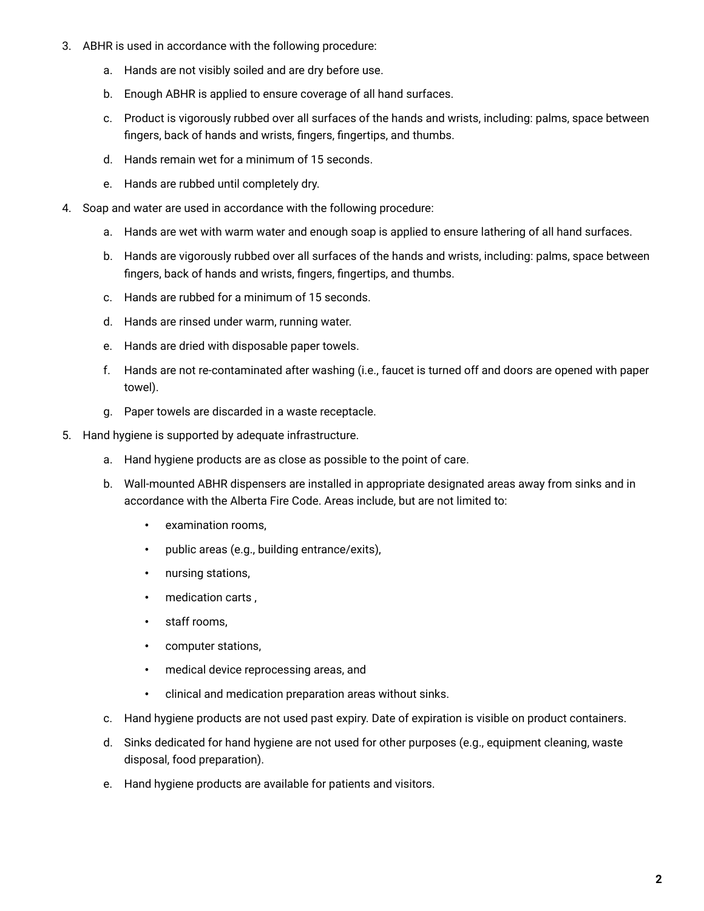3. ABHR is used in accordance with the following procedure:
    a. Hands are not visibly soiled and are dry before use.
    b. Enough ABHR is applied to ensure coverage of all hand surfaces.
    c. Product is vigorously rubbed over all surfaces of the hands and wrists, including: palms, space between fingers, back of hands and wrists, fingers, fingertips, and thumbs.
    d. Hands remain wet for a minimum of 15 seconds.
    e. Hands are rubbed until completely dry.
4. Soap and water are used in accordance with the following procedure:
    a. Hands are wet with warm water and enough soap is applied to ensure lathering of all hand surfaces.
    b. Hands are vigorously rubbed over all surfaces of the hands and wrists, including: palms, space between fingers, back of hands and wrists, fingers, fingertips, and thumbs.
    c. Hands are rubbed for a minimum of 15 seconds.
    d. Hands are rinsed under warm, running water.
    e. Hands are dried with disposable paper towels.
    f. Hands are not re-contaminated after washing (i.e., faucet is turned off and doors are opened with paper towel).
    g. Paper towels are discarded in a waste receptacle.
5. Hand hygiene is supported by adequate infrastructure.
    a. Hand hygiene products are as close as possible to the point of care.
    b. Wall-mounted ABHR dispensers are installed in appropriate designated areas away from sinks and in accordance with the Alberta Fire Code. Areas include, but are not limited to:
        - examination rooms,
        - public areas (e.g., building entrance/exits),
        - nursing stations,
        - medication carts ,
        - staff rooms,
        - computer stations,
        - medical device reprocessing areas, and
        - clinical and medication preparation areas without sinks.
    c. Hand hygiene products are not used past expiry. Date of expiration is visible on product containers.
    d. Sinks dedicated for hand hygiene are not used for other purposes (e.g., equipment cleaning, waste disposal, food preparation).
    e. Hand hygiene products are available for patients and visitors.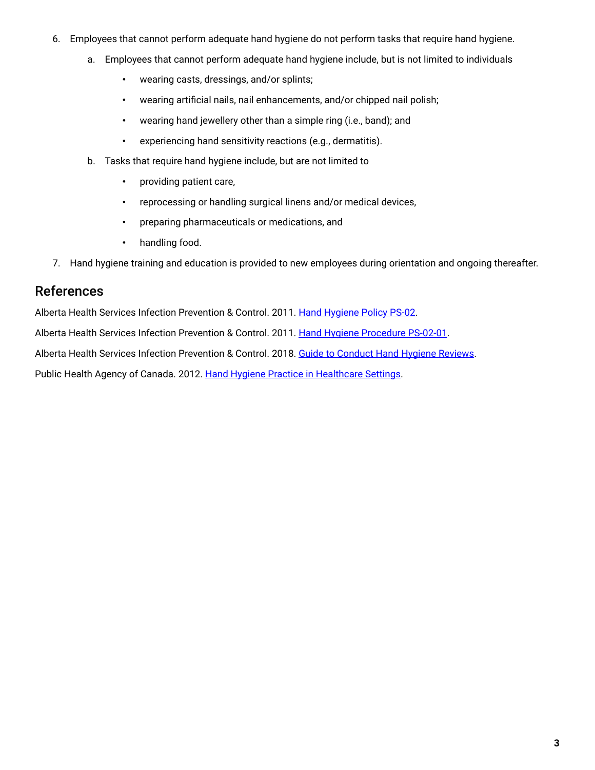6. Employees that cannot perform adequate hand hygiene do not perform tasks that require hand hygiene.
    a. Employees that cannot perform adequate hand hygiene include, but is not limited to individuals
        - wearing casts, dressings, and/or splints;
        - wearing artificial nails, nail enhancements, and/or chipped nail polish;
        - wearing hand jewellery other than a simple ring (i.e., band); and
        - experiencing hand sensitivity reactions (e.g., dermatitis).
    b. Tasks that require hand hygiene include, but are not limited to
        - providing patient care,
        - reprocessing or handling surgical linens and/or medical devices,
        - preparing pharmaceuticals or medications, and
        - handling food.
7. Hand hygiene training and education is provided to new employees during orientation and ongoing thereafter.

## References

Alberta Health Services Infection Prevention & Control. 2011. Hand Hygiene Policy PS-02.

Alberta Health Services Infection Prevention & Control. 2011. Hand Hygiene Procedure PS-02-01.

Alberta Health Services Infection Prevention & Control. 2018. Guide to Conduct Hand Hygiene Reviews.

Public Health Agency of Canada. 2012. Hand Hygiene Practice in Healthcare Settings.